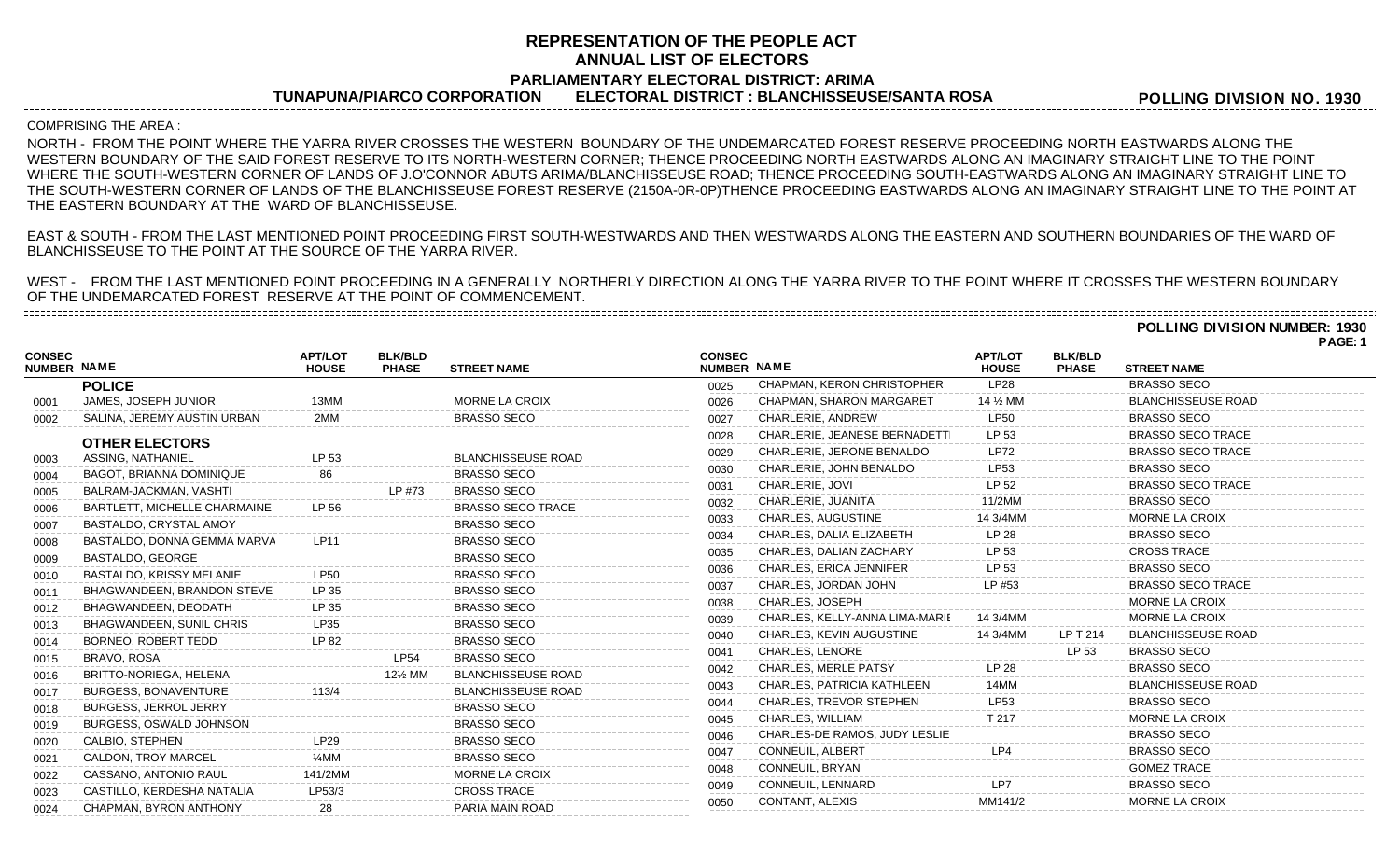# REPRESENTATION OF THE PEOPLE ACT
# ANNUAL LIST OF ELECTORS
## PARLIAMENTARY ELECTORAL DISTRICT: ARIMA
## TUNAPUNA/PIARCO CORPORATION ELECTORAL DISTRICT : BLANCHISSEUSE/SANTA ROSA

**POLLING DIVISION NO. 1930**

COMPRISING THE AREA :

NORTH - FROM THE POINT WHERE THE YARRA RIVER CROSSES THE WESTERN BOUNDARY OF THE UNDEMARCATED FOREST RESERVE PROCEEDING NORTH EASTWARDS ALONG THE WESTERN BOUNDARY OF THE SAID FOREST RESERVE TO ITS NORTH-WESTERN CORNER; THENCE PROCEEDING NORTH EASTWARDS ALONG AN IMAGINARY STRAIGHT LINE TO THE POINT WHERE THE SOUTH-WESTERN CORNER OF LANDS OF J.O'CONNOR ABUTS ARIMA/BLANCHISSEUSE ROAD; THENCE PROCEEDING SOUTH-EASTWARDS ALONG AN IMAGINARY STRAIGHT LINE TO THE SOUTH-WESTERN CORNER OF LANDS OF THE BLANCHISSEUSE FOREST RESERVE (2150A-0R-0P)THENCE PROCEEDING EASTWARDS ALONG AN IMAGINARY STRAIGHT LINE TO THE POINT AT THE EASTERN BOUNDARY AT THE WARD OF BLANCHISSEUSE.

EAST & SOUTH - FROM THE LAST MENTIONED POINT PROCEEDING FIRST SOUTH-WESTWARDS AND THEN WESTWARDS ALONG THE EASTERN AND SOUTHERN BOUNDARIES OF THE WARD OF BLANCHISSEUSE TO THE POINT AT THE SOURCE OF THE YARRA RIVER.

WEST - FROM THE LAST MENTIONED POINT PROCEEDING IN A GENERALLY NORTHERLY DIRECTION ALONG THE YARRA RIVER TO THE POINT WHERE IT CROSSES THE WESTERN BOUNDARY OF THE UNDEMARCATED FOREST RESERVE AT THE POINT OF COMMENCEMENT.

**POLLING DIVISION NUMBER: 1930**

| CONSEC NUMBER | NAME | APT/LOT HOUSE | BLK/BLD PHASE | STREET NAME |
|---|---|---|---|---|
| | **POLICE** | | | |
| 0001 | JAMES, JOSEPH JUNIOR | 13MM | | MORNE LA CROIX |
| 0002 | SALINA, JEREMY AUSTIN URBAN | 2MM | | BRASSO SECO |
| | **OTHER ELECTORS** | | | |
| 0003 | ASSING, NATHANIEL | LP 53 | | BLANCHISSEUSE ROAD |
| 0004 | BAGOT, BRIANNA DOMINIQUE | 86 | | BRASSO SECO |
| 0005 | BALRAM-JACKMAN, VASHTI | | LP #73 | BRASSO SECO |
| 0006 | BARTLETT, MICHELLE CHARMAINE | LP 56 | | BRASSO SECO TRACE |
| 0007 | BASTALDO, CRYSTAL AMOY | | | BRASSO SECO |
| 0008 | BASTALDO, DONNA GEMMA MARVA | LP11 | | BRASSO SECO |
| 0009 | BASTALDO, GEORGE | | | BRASSO SECO |
| 0010 | BASTALDO, KRISSY MELANIE | LP50 | | BRASSO SECO |
| 0011 | BHAGWANDEEN, BRANDON STEVE | LP 35 | | BRASSO SECO |
| 0012 | BHAGWANDEEN, DEODATH | LP 35 | | BRASSO SECO |
| 0013 | BHAGWANDEEN, SUNIL CHRIS | LP35 | | BRASSO SECO |
| 0014 | BORNEO, ROBERT TEDD | LP 82 | | BRASSO SECO |
| 0015 | BRAVO, ROSA | | LP54 | BRASSO SECO |
| 0016 | BRITTO-NORIEGA, HELENA | | 12½ MM | BLANCHISSEUSE ROAD |
| 0017 | BURGESS, BONAVENTURE | 113/4 | | BLANCHISSEUSE ROAD |
| 0018 | BURGESS, JERROL JERRY | | | BRASSO SECO |
| 0019 | BURGESS, OSWALD JOHNSON | | | BRASSO SECO |
| 0020 | CALBIO, STEPHEN | LP29 | | BRASSO SECO |
| 0021 | CALDON, TROY MARCEL | ¼MM | | BRASSO SECO |
| 0022 | CASSANO, ANTONIO RAUL | 141/2MM | | MORNE LA CROIX |
| 0023 | CASTILLO, KERDESHA NATALIA | LP53/3 | | CROSS TRACE |
| 0024 | CHAPMAN, BYRON ANTHONY | 28 | | PARIA MAIN ROAD |
| 0025 | CHAPMAN, KERON CHRISTOPHER | LP28 | | BRASSO SECO |
| 0026 | CHAPMAN, SHARON MARGARET | 14 ½ MM | | BLANCHISSEUSE ROAD |
| 0027 | CHARLERIE, ANDREW | LP50 | | BRASSO SECO |
| 0028 | CHARLERIE, JEANESE BERNADETT | LP 53 | | BRASSO SECO TRACE |
| 0029 | CHARLERIE, JERONE BENALDO | LP72 | | BRASSO SECO TRACE |
| 0030 | CHARLERIE, JOHN BENALDO | LP53 | | BRASSO SECO |
| 0031 | CHARLERIE, JOVI | LP 52 | | BRASSO SECO TRACE |
| 0032 | CHARLERIE, JUANITA | 11/2MM | | BRASSO SECO |
| 0033 | CHARLES, AUGUSTINE | 14 3/4MM | | MORNE LA CROIX |
| 0034 | CHARLES, DALIA ELIZABETH | LP 28 | | BRASSO SECO |
| 0035 | CHARLES, DALIAN ZACHARY | LP 53 | | CROSS TRACE |
| 0036 | CHARLES, ERICA JENNIFER | LP 53 | | BRASSO SECO |
| 0037 | CHARLES, JORDAN JOHN | LP #53 | | BRASSO SECO TRACE |
| 0038 | CHARLES, JOSEPH | | | MORNE LA CROIX |
| 0039 | CHARLES, KELLY-ANNA LIMA-MARIE | 14 3/4MM | | MORNE LA CROIX |
| 0040 | CHARLES, KEVIN AUGUSTINE | 14 3/4MM | LP T 214 | BLANCHISSEUSE ROAD |
| 0041 | CHARLES, LENORE | | LP 53 | BRASSO SECO |
| 0042 | CHARLES, MERLE PATSY | LP 28 | | BRASSO SECO |
| 0043 | CHARLES, PATRICIA KATHLEEN | 14MM | | BLANCHISSEUSE ROAD |
| 0044 | CHARLES, TREVOR STEPHEN | LP53 | | BRASSO SECO |
| 0045 | CHARLES, WILLIAM | T 217 | | MORNE LA CROIX |
| 0046 | CHARLES-DE RAMOS, JUDY LESLIE | | | BRASSO SECO |
| 0047 | CONNEUIL, ALBERT | LP4 | | BRASSO SECO |
| 0048 | CONNEUIL, BRYAN | | | GOMEZ TRACE |
| 0049 | CONNEUIL, LENNARD | LP7 | | BRASSO SECO |
| 0050 | CONTANT, ALEXIS | MM141/2 | | MORNE LA CROIX |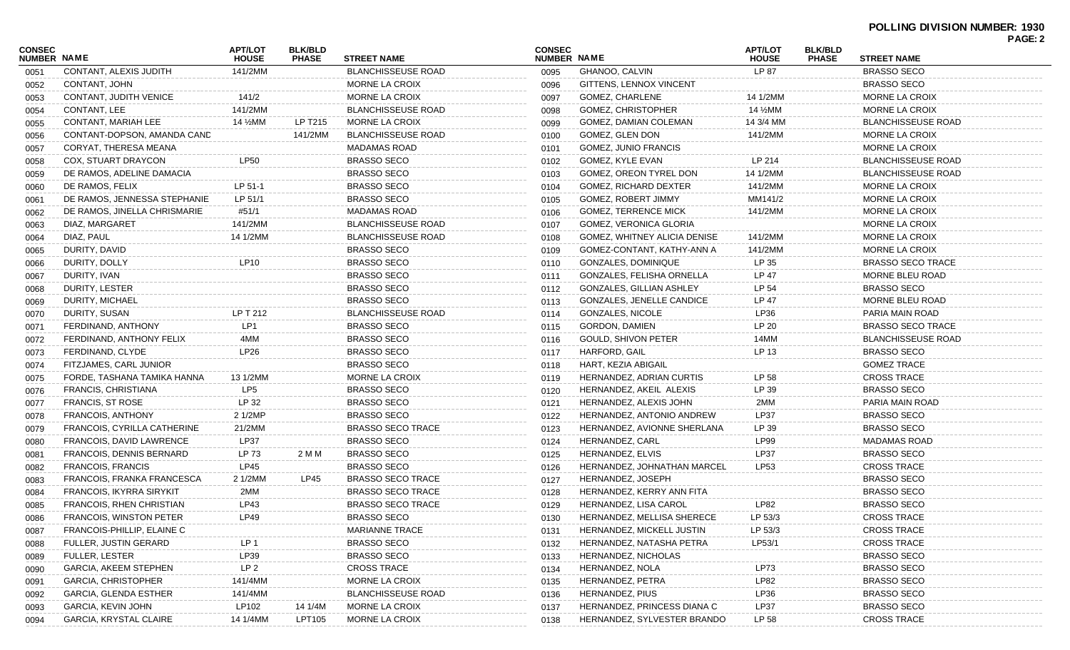**POLLING DIVISION NUMBER: 1930**

| CONSEC NUMBER | NAME | APT/LOT HOUSE | BLK/BLD PHASE | STREET NAME |
|---|---|---|---|---|
| 0051 | CONTANT, ALEXIS JUDITH | 141/2MM | | BLANCHISSEUSE ROAD |
| 0052 | CONTANT, JOHN | | | MORNE LA CROIX |
| 0053 | CONTANT, JUDITH VENICE | 141/2 | | MORNE LA CROIX |
| 0054 | CONTANT, LEE | 141/2MM | | BLANCHISSEUSE ROAD |
| 0055 | CONTANT, MARIAH LEE | 14 ½MM | LP T215 | MORNE LA CROIX |
| 0056 | CONTANT-DOPSON, AMANDA CAND | | 141/2MM | BLANCHISSEUSE ROAD |
| 0057 | CORYAT, THERESA MEANA | | | MADAMAS ROAD |
| 0058 | COX, STUART DRAYCON | LP50 | | BRASSO SECO |
| 0059 | DE RAMOS, ADELINE DAMACIA | | | BRASSO SECO |
| 0060 | DE RAMOS, FELIX | LP 51-1 | | BRASSO SECO |
| 0061 | DE RAMOS, JENNESSA STEPHANIE | LP 51/1 | | BRASSO SECO |
| 0062 | DE RAMOS, JINELLA CHRISMARIE | #51/1 | | MADAMAS ROAD |
| 0063 | DIAZ, MARGARET | 141/2MM | | BLANCHISSEUSE ROAD |
| 0064 | DIAZ, PAUL | 14 1/2MM | | BLANCHISSEUSE ROAD |
| 0065 | DURITY, DAVID | | | BRASSO SECO |
| 0066 | DURITY, DOLLY | LP10 | | BRASSO SECO |
| 0067 | DURITY, IVAN | | | BRASSO SECO |
| 0068 | DURITY, LESTER | | | BRASSO SECO |
| 0069 | DURITY, MICHAEL | | | BRASSO SECO |
| 0070 | DURITY, SUSAN | LP T 212 | | BLANCHISSEUSE ROAD |
| 0071 | FERDINAND, ANTHONY | LP1 | | BRASSO SECO |
| 0072 | FERDINAND, ANTHONY FELIX | 4MM | | BRASSO SECO |
| 0073 | FERDINAND, CLYDE | LP26 | | BRASSO SECO |
| 0074 | FITZJAMES, CARL JUNIOR | | | BRASSO SECO |
| 0075 | FORDE, TASHANA TAMIKA HANNA | 13 1/2MM | | MORNE LA CROIX |
| 0076 | FRANCIS, CHRISTIANA | LP5 | | BRASSO SECO |
| 0077 | FRANCIS, ST ROSE | LP 32 | | BRASSO SECO |
| 0078 | FRANCOIS, ANTHONY | 2 1/2MP | | BRASSO SECO |
| 0079 | FRANCOIS, CYRILLA CATHERINE | 21/2MM | | BRASSO SECO TRACE |
| 0080 | FRANCOIS, DAVID LAWRENCE | LP37 | | BRASSO SECO |
| 0081 | FRANCOIS, DENNIS BERNARD | LP 73 | 2 M M | BRASSO SECO |
| 0082 | FRANCOIS, FRANCIS | LP45 | | BRASSO SECO |
| 0083 | FRANCOIS, FRANKA FRANCESCA | 2 1/2MM | LP45 | BRASSO SECO TRACE |
| 0084 | FRANCOIS, IKYRRA SIRYKIT | 2MM | | BRASSO SECO TRACE |
| 0085 | FRANCOIS, RHEN CHRISTIAN | LP43 | | BRASSO SECO TRACE |
| 0086 | FRANCOIS, WINSTON PETER | LP49 | | BRASSO SECO |
| 0087 | FRANCOIS-PHILLIP, ELAINE C | | | MARIANNE TRACE |
| 0088 | FULLER, JUSTIN GERARD | LP 1 | | BRASSO SECO |
| 0089 | FULLER, LESTER | LP39 | | BRASSO SECO |
| 0090 | GARCIA, AKEEM STEPHEN | LP 2 | | CROSS TRACE |
| 0091 | GARCIA, CHRISTOPHER | 141/4MM | | MORNE LA CROIX |
| 0092 | GARCIA, GLENDA ESTHER | 141/4MM | | BLANCHISSEUSE ROAD |
| 0093 | GARCIA, KEVIN JOHN | LP102 | 14 1/4M | MORNE LA CROIX |
| 0094 | GARCIA, KRYSTAL CLAIRE | 14 1/4MM | LPT105 | MORNE LA CROIX |
| 0095 | GHANOO, CALVIN | LP 87 | | BRASSO SECO |
| 0096 | GITTENS, LENNOX VINCENT | | | BRASSO SECO |
| 0097 | GOMEZ, CHARLENE | 14 1/2MM | | MORNE LA CROIX |
| 0098 | GOMEZ, CHRISTOPHER | 14 ½MM | | MORNE LA CROIX |
| 0099 | GOMEZ, DAMIAN COLEMAN | 14 3/4 MM | | BLANCHISSEUSE ROAD |
| 0100 | GOMEZ, GLEN DON | 141/2MM | | MORNE LA CROIX |
| 0101 | GOMEZ, JUNIO FRANCIS | | | MORNE LA CROIX |
| 0102 | GOMEZ, KYLE EVAN | LP 214 | | BLANCHISSEUSE ROAD |
| 0103 | GOMEZ, OREON TYREL DON | 14 1/2MM | | BLANCHISSEUSE ROAD |
| 0104 | GOMEZ, RICHARD DEXTER | 141/2MM | | MORNE LA CROIX |
| 0105 | GOMEZ, ROBERT JIMMY | MM141/2 | | MORNE LA CROIX |
| 0106 | GOMEZ, TERRENCE MICK | 141/2MM | | MORNE LA CROIX |
| 0107 | GOMEZ, VERONICA GLORIA | | | MORNE LA CROIX |
| 0108 | GOMEZ, WHITNEY ALICIA DENISE | 141/2MM | | MORNE LA CROIX |
| 0109 | GOMEZ-CONTANT, KATHY-ANN A | 141/2MM | | MORNE LA CROIX |
| 0110 | GONZALES, DOMINIQUE | LP 35 | | BRASSO SECO TRACE |
| 0111 | GONZALES, FELISHA ORNELLA | LP 47 | | MORNE BLEU ROAD |
| 0112 | GONZALES, GILLIAN ASHLEY | LP 54 | | BRASSO SECO |
| 0113 | GONZALES, JENELLE CANDICE | LP 47 | | MORNE BLEU ROAD |
| 0114 | GONZALES, NICOLE | LP36 | | PARIA MAIN ROAD |
| 0115 | GORDON, DAMIEN | LP 20 | | BRASSO SECO TRACE |
| 0116 | GOULD, SHIVON PETER | 14MM | | BLANCHISSEUSE ROAD |
| 0117 | HARFORD, GAIL | LP 13 | | BRASSO SECO |
| 0118 | HART, KEZIA ABIGAIL | | | GOMEZ TRACE |
| 0119 | HERNANDEZ, ADRIAN CURTIS | LP 58 | | CROSS TRACE |
| 0120 | HERNANDEZ, AKEIL ALEXIS | LP 39 | | BRASSO SECO |
| 0121 | HERNANDEZ, ALEXIS JOHN | 2MM | | PARIA MAIN ROAD |
| 0122 | HERNANDEZ, ANTONIO ANDREW | LP37 | | BRASSO SECO |
| 0123 | HERNANDEZ, AVIONNE SHERLANA | LP 39 | | BRASSO SECO |
| 0124 | HERNANDEZ, CARL | LP99 | | MADAMAS ROAD |
| 0125 | HERNANDEZ, ELVIS | LP37 | | BRASSO SECO |
| 0126 | HERNANDEZ, JOHNATHAN MARCEL | LP53 | | CROSS TRACE |
| 0127 | HERNANDEZ, JOSEPH | | | BRASSO SECO |
| 0128 | HERNANDEZ, KERRY ANN FITA | | | BRASSO SECO |
| 0129 | HERNANDEZ, LISA CAROL | LP82 | | BRASSO SECO |
| 0130 | HERNANDEZ, MELLISA SHERECE | LP 53/3 | | CROSS TRACE |
| 0131 | HERNANDEZ, MICKELL JUSTIN | LP 53/3 | | CROSS TRACE |
| 0132 | HERNANDEZ, NATASHA PETRA | LP53/1 | | CROSS TRACE |
| 0133 | HERNANDEZ, NICHOLAS | | | BRASSO SECO |
| 0134 | HERNANDEZ, NOLA | LP73 | | BRASSO SECO |
| 0135 | HERNANDEZ, PETRA | LP82 | | BRASSO SECO |
| 0136 | HERNANDEZ, PIUS | LP36 | | BRASSO SECO |
| 0137 | HERNANDEZ, PRINCESS DIANA C | LP37 | | BRASSO SECO |
| 0138 | HERNANDEZ, SYLVESTER BRANDO | LP 58 | | CROSS TRACE |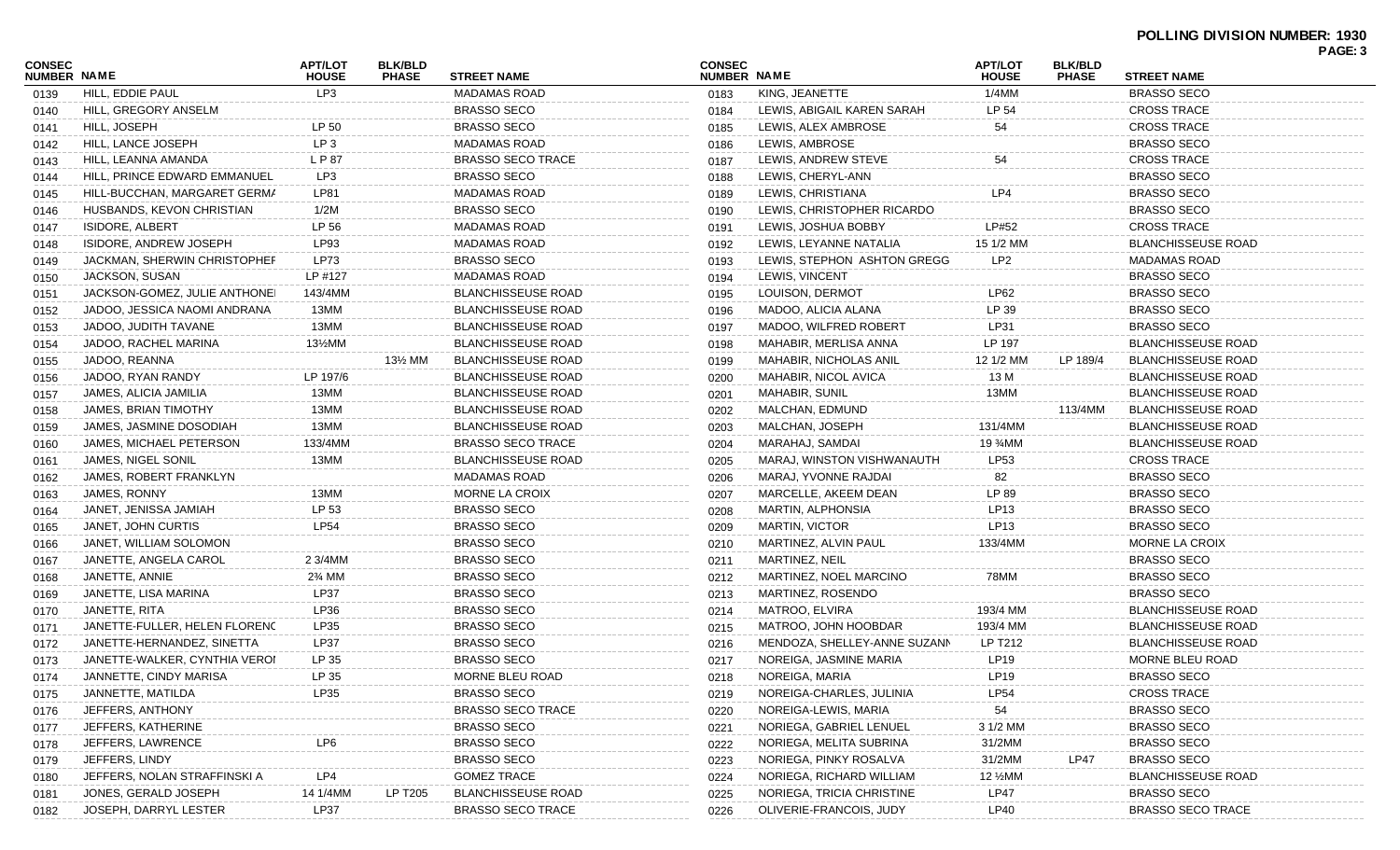**POLLING DIVISION NUMBER: 1930**

| CONSEC NUMBER | NAME | APT/LOT HOUSE | BLK/BLD PHASE | STREET NAME |
|---|---|---|---|---|
| 0139 | HILL, EDDIE PAUL | LP3 | | MADAMAS ROAD |
| 0140 | HILL, GREGORY ANSELM | | | BRASSO SECO |
| 0141 | HILL, JOSEPH | LP 50 | | BRASSO SECO |
| 0142 | HILL, LANCE JOSEPH | LP 3 | | MADAMAS ROAD |
| 0143 | HILL, LEANNA AMANDA | L P 87 | | BRASSO SECO TRACE |
| 0144 | HILL, PRINCE EDWARD EMMANUEL | LP3 | | BRASSO SECO |
| 0145 | HILL-BUCCHAN, MARGARET GERMA | LP81 | | MADAMAS ROAD |
| 0146 | HUSBANDS, KEVON CHRISTIAN | 1/2M | | BRASSO SECO |
| 0147 | ISIDORE, ALBERT | LP 56 | | MADAMAS ROAD |
| 0148 | ISIDORE, ANDREW JOSEPH | LP93 | | MADAMAS ROAD |
| 0149 | JACKMAN, SHERWIN CHRISTOPHEF | LP73 | | BRASSO SECO |
| 0150 | JACKSON, SUSAN | LP #127 | | MADAMAS ROAD |
| 0151 | JACKSON-GOMEZ, JULIE ANTHONE | 143/4MM | | BLANCHISSEUSE ROAD |
| 0152 | JADOO, JESSICA NAOMI ANDRANA | 13MM | | BLANCHISSEUSE ROAD |
| 0153 | JADOO, JUDITH TAVANE | 13MM | | BLANCHISSEUSE ROAD |
| 0154 | JADOO, RACHEL MARINA | 13½MM | | BLANCHISSEUSE ROAD |
| 0155 | JADOO, REANNA | | 13½ MM | BLANCHISSEUSE ROAD |
| 0156 | JADOO, RYAN RANDY | LP 197/6 | | BLANCHISSEUSE ROAD |
| 0157 | JAMES, ALICIA JAMILIA | 13MM | | BLANCHISSEUSE ROAD |
| 0158 | JAMES, BRIAN TIMOTHY | 13MM | | BLANCHISSEUSE ROAD |
| 0159 | JAMES, JASMINE DOSODIAH | 13MM | | BLANCHISSEUSE ROAD |
| 0160 | JAMES, MICHAEL PETERSON | 133/4MM | | BRASSO SECO TRACE |
| 0161 | JAMES, NIGEL SONIL | 13MM | | BLANCHISSEUSE ROAD |
| 0162 | JAMES, ROBERT FRANKLYN | | | MADAMAS ROAD |
| 0163 | JAMES, RONNY | 13MM | | MORNE LA CROIX |
| 0164 | JANET, JENISSA JAMIAH | LP 53 | | BRASSO SECO |
| 0165 | JANET, JOHN CURTIS | LP54 | | BRASSO SECO |
| 0166 | JANET, WILLIAM SOLOMON | | | BRASSO SECO |
| 0167 | JANETTE, ANGELA CAROL | 2 3/4MM | | BRASSO SECO |
| 0168 | JANETTE, ANNIE | 2¾ MM | | BRASSO SECO |
| 0169 | JANETTE, LISA MARINA | LP37 | | BRASSO SECO |
| 0170 | JANETTE, RITA | LP36 | | BRASSO SECO |
| 0171 | JANETTE-FULLER, HELEN FLORENC | LP35 | | BRASSO SECO |
| 0172 | JANETTE-HERNANDEZ, SINETTA | LP37 | | BRASSO SECO |
| 0173 | JANETTE-WALKER, CYNTHIA VEROI | LP 35 | | BRASSO SECO |
| 0174 | JANNETTE, CINDY MARISA | LP 35 | | MORNE BLEU ROAD |
| 0175 | JANNETTE, MATILDA | LP35 | | BRASSO SECO |
| 0176 | JEFFERS, ANTHONY | | | BRASSO SECO TRACE |
| 0177 | JEFFERS, KATHERINE | | | BRASSO SECO |
| 0178 | JEFFERS, LAWRENCE | LP6 | | BRASSO SECO |
| 0179 | JEFFERS, LINDY | | | BRASSO SECO |
| 0180 | JEFFERS, NOLAN STRAFFINSKI A | LP4 | | GOMEZ TRACE |
| 0181 | JONES, GERALD JOSEPH | 14 1/4MM | LP T205 | BLANCHISSEUSE ROAD |
| 0182 | JOSEPH, DARRYL LESTER | LP37 | | BRASSO SECO TRACE |
| 0183 | KING, JEANETTE | 1/4MM | | BRASSO SECO |
| 0184 | LEWIS, ABIGAIL KAREN SARAH | LP 54 | | CROSS TRACE |
| 0185 | LEWIS, ALEX AMBROSE | 54 | | CROSS TRACE |
| 0186 | LEWIS, AMBROSE | | | BRASSO SECO |
| 0187 | LEWIS, ANDREW STEVE | 54 | | CROSS TRACE |
| 0188 | LEWIS, CHERYL-ANN | | | BRASSO SECO |
| 0189 | LEWIS, CHRISTIANA | LP4 | | BRASSO SECO |
| 0190 | LEWIS, CHRISTOPHER RICARDO | | | BRASSO SECO |
| 0191 | LEWIS, JOSHUA BOBBY | LP#52 | | CROSS TRACE |
| 0192 | LEWIS, LEYANNE NATALIA | 15 1/2 MM | | BLANCHISSEUSE ROAD |
| 0193 | LEWIS, STEPHON ASHTON GREGG | LP2 | | MADAMAS ROAD |
| 0194 | LEWIS, VINCENT | | | BRASSO SECO |
| 0195 | LOUISON, DERMOT | LP62 | | BRASSO SECO |
| 0196 | MADOO, ALICIA ALANA | LP 39 | | BRASSO SECO |
| 0197 | MADOO, WILFRED ROBERT | LP31 | | BRASSO SECO |
| 0198 | MAHABIR, MERLISA ANNA | LP 197 | | BLANCHISSEUSE ROAD |
| 0199 | MAHABIR, NICHOLAS ANIL | 12 1/2 MM | LP 189/4 | BLANCHISSEUSE ROAD |
| 0200 | MAHABIR, NICOL AVICA | 13 M | | BLANCHISSEUSE ROAD |
| 0201 | MAHABIR, SUNIL | 13MM | | BLANCHISSEUSE ROAD |
| 0202 | MALCHAN, EDMUND | | 113/4MM | BLANCHISSEUSE ROAD |
| 0203 | MALCHAN, JOSEPH | 131/4MM | | BLANCHISSEUSE ROAD |
| 0204 | MARAHAJ, SAMDAI | 19 ¾MM | | BLANCHISSEUSE ROAD |
| 0205 | MARAJ, WINSTON VISHWANAUTH | LP53 | | CROSS TRACE |
| 0206 | MARAJ, YVONNE RAJDAI | 82 | | BRASSO SECO |
| 0207 | MARCELLE, AKEEM DEAN | LP 89 | | BRASSO SECO |
| 0208 | MARTIN, ALPHONSIA | LP13 | | BRASSO SECO |
| 0209 | MARTIN, VICTOR | LP13 | | BRASSO SECO |
| 0210 | MARTINEZ, ALVIN PAUL | 133/4MM | | MORNE LA CROIX |
| 0211 | MARTINEZ, NEIL | | | BRASSO SECO |
| 0212 | MARTINEZ, NOEL MARCINO | 78MM | | BRASSO SECO |
| 0213 | MARTINEZ, ROSENDO | | | BRASSO SECO |
| 0214 | MATROO, ELVIRA | 193/4 MM | | BLANCHISSEUSE ROAD |
| 0215 | MATROO, JOHN HOOBDAR | 193/4 MM | | BLANCHISSEUSE ROAD |
| 0216 | MENDOZA, SHELLEY-ANNE SUZANN | LP T212 | | BLANCHISSEUSE ROAD |
| 0217 | NOREIGA, JASMINE MARIA | LP19 | | MORNE BLEU ROAD |
| 0218 | NOREIGA, MARIA | LP19 | | BRASSO SECO |
| 0219 | NOREIGA-CHARLES, JULINIA | LP54 | | CROSS TRACE |
| 0220 | NOREIGA-LEWIS, MARIA | 54 | | BRASSO SECO |
| 0221 | NORIEGA, GABRIEL LENUEL | 3 1/2 MM | | BRASSO SECO |
| 0222 | NORIEGA, MELITA SUBRINA | 31/2MM | | BRASSO SECO |
| 0223 | NORIEGA, PINKY ROSALVA | 31/2MM | LP47 | BRASSO SECO |
| 0224 | NORIEGA, RICHARD WILLIAM | 12 ½MM | | BLANCHISSEUSE ROAD |
| 0225 | NORIEGA, TRICIA CHRISTINE | LP47 | | BRASSO SECO |
| 0226 | OLIVERIE-FRANCOIS, JUDY | LP40 | | BRASSO SECO TRACE |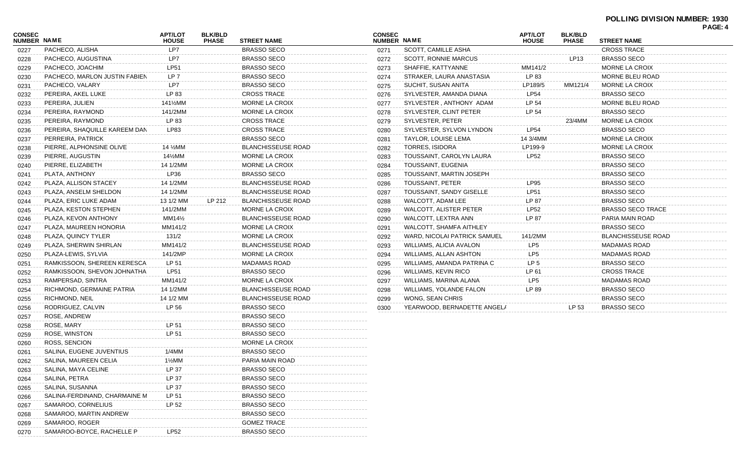# POLLING DIVISION NUMBER: 1930

| CONSEC NUMBER | NAME | APT/LOT HOUSE | BLK/BLD PHASE | STREET NAME |
|---|---|---|---|---|
| 0227 | PACHECO, ALISHA | LP7 | | BRASSO SECO |
| 0228 | PACHECO, AUGUSTINA | LP7 | | BRASSO SECO |
| 0229 | PACHECO, JOACHIM | LP51 | | BRASSO SECO |
| 0230 | PACHECO, MARLON JUSTIN FABIEN | LP 7 | | BRASSO SECO |
| 0231 | PACHECO, VALARY | LP7 | | BRASSO SECO |
| 0232 | PEREIRA, AKEL LUKE | LP 83 | | CROSS TRACE |
| 0233 | PEREIRA, JULIEN | 141½MM | | MORNE LA CROIX |
| 0234 | PEREIRA, RAYMOND | 141/2MM | | MORNE LA CROIX |
| 0235 | PEREIRA, RAYMOND | LP 83 | | CROSS TRACE |
| 0236 | PEREIRA, SHAQUILLE KAREEM DAN | LP83 | | CROSS TRACE |
| 0237 | PERREIRA, PATRICK | | | BRASSO SECO |
| 0238 | PIERRE, ALPHONSINE OLIVE | 14 ½MM | | BLANCHISSEUSE ROAD |
| 0239 | PIERRE, AUGUSTIN | 14½MM | | MORNE LA CROIX |
| 0240 | PIERRE, ELIZABETH | 14 1/2MM | | MORNE LA CROIX |
| 0241 | PLATA, ANTHONY | LP36 | | BRASSO SECO |
| 0242 | PLAZA, ALLISON STACEY | 14 1/2MM | | BLANCHISSEUSE ROAD |
| 0243 | PLAZA, ANSELM SHELDON | 14 1/2MM | | BLANCHISSEUSE ROAD |
| 0244 | PLAZA, ERIC LUKE ADAM | 13 1/2 MM | LP 212 | BLANCHISSEUSE ROAD |
| 0245 | PLAZA, KESTON STEPHEN | 141/2MM | | MORNE LA CROIX |
| 0246 | PLAZA, KEVON ANTHONY | MM14½ | | BLANCHISSEUSE ROAD |
| 0247 | PLAZA, MAUREEN HONORIA | MM141/2 | | MORNE LA CROIX |
| 0248 | PLAZA, QUINCY TYLER | 131/2 | | MORNE LA CROIX |
| 0249 | PLAZA, SHERWIN SHIRLAN | MM141/2 | | BLANCHISSEUSE ROAD |
| 0250 | PLAZA-LEWIS, SYLVIA | 141/2MP | | MORNE LA CROIX |
| 0251 | RAMKISSOON, SHEREEN KERESCA | LP 51 | | MADAMAS ROAD |
| 0252 | RAMKISSOON, SHEVON JOHNATHA | LP51 | | BRASSO SECO |
| 0253 | RAMPERSAD, SINTRA | MM141/2 | | MORNE LA CROIX |
| 0254 | RICHMOND, GERMAINE PATRIA | 14 1/2MM | | BLANCHISSEUSE ROAD |
| 0255 | RICHMOND, NEIL | 14 1/2 MM | | BLANCHISSEUSE ROAD |
| 0256 | RODRIGUEZ, CALVIN | LP 56 | | BRASSO SECO |
| 0257 | ROSE, ANDREW | | | BRASSO SECO |
| 0258 | ROSE, MARY | LP 51 | | BRASSO SECO |
| 0259 | ROSE, WINSTON | LP 51 | | BRASSO SECO |
| 0260 | ROSS, SENCION | | | MORNE LA CROIX |
| 0261 | SALINA, EUGENE JUVENTIUS | 1/4MM | | BRASSO SECO |
| 0262 | SALINA, MAUREEN CELIA | 1½MM | | PARIA MAIN ROAD |
| 0263 | SALINA, MAYA CELINE | LP 37 | | BRASSO SECO |
| 0264 | SALINA, PETRA | LP 37 | | BRASSO SECO |
| 0265 | SALINA, SUSANNA | LP 37 | | BRASSO SECO |
| 0266 | SALINA-FERDINAND, CHARMAINE M | LP 51 | | BRASSO SECO |
| 0267 | SAMAROO, CORNELIUS | LP 52 | | BRASSO SECO |
| 0268 | SAMAROO, MARTIN ANDREW | | | BRASSO SECO |
| 0269 | SAMAROO, ROGER | | | GOMEZ TRACE |
| 0270 | SAMAROO-BOYCE, RACHELLE P | LP52 | | BRASSO SECO |
| 0271 | SCOTT, CAMILLE ASHA | | | CROSS TRACE |
| 0272 | SCOTT, RONNIE MARCUS | | LP13 | BRASSO SECO |
| 0273 | SHAFFIE, KATTYANNE | MM141/2 | | MORNE LA CROIX |
| 0274 | STRAKER, LAURA ANASTASIA | LP 83 | | MORNE BLEU ROAD |
| 0275 | SUCHIT, SUSAN ANITA | LP189/5 | MM121/4 | MORNE LA CROIX |
| 0276 | SYLVESTER, AMANDA DIANA | LP54 | | BRASSO SECO |
| 0277 | SYLVESTER , ANTHONY ADAM | LP 54 | | MORNE BLEU ROAD |
| 0278 | SYLVESTER, CLINT PETER | LP 54 | | BRASSO SECO |
| 0279 | SYLVESTER, PETER | | 23/4MM | MORNE LA CROIX |
| 0280 | SYLVESTER, SYLVON LYNDON | LP54 | | BRASSO SECO |
| 0281 | TAYLOR, LOUISE LEMA | 14 3/4MM | | MORNE LA CROIX |
| 0282 | TORRES, ISIDORA | LP199-9 | | MORNE LA CROIX |
| 0283 | TOUSSAINT, CAROLYN LAURA | LP52 | | BRASSO SECO |
| 0284 | TOUSSAINT, EUGENIA | | | BRASSO SECO |
| 0285 | TOUSSAINT, MARTIN JOSEPH | | | BRASSO SECO |
| 0286 | TOUSSAINT, PETER | LP95 | | BRASSO SECO |
| 0287 | TOUSSAINT, SANDY GISELLE | LP51 | | BRASSO SECO |
| 0288 | WALCOTT, ADAM LEE | LP 87 | | BRASSO SECO |
| 0289 | WALCOTT, ALISTER PETER | LP52 | | BRASSO SECO TRACE |
| 0290 | WALCOTT, LEXTRA ANN | LP 87 | | PARIA MAIN ROAD |
| 0291 | WALCOTT, SHAMFA AITHLEY | | | BRASSO SECO |
| 0292 | WARD, NICOLAI PATRICK SAMUEL | 141/2MM | | BLANCHISSEUSE ROAD |
| 0293 | WILLIAMS, ALICIA AVALON | LP5 | | MADAMAS ROAD |
| 0294 | WILLIAMS, ALLAN ASHTON | LP5 | | MADAMAS ROAD |
| 0295 | WILLIAMS, AMANDA PATRINA C | LP 5 | | BRASSO SECO |
| 0296 | WILLIAMS, KEVIN RICO | LP 61 | | CROSS TRACE |
| 0297 | WILLIAMS, MARINA ALANA | LP5 | | MADAMAS ROAD |
| 0298 | WILLIAMS, YOLANDE FALON | LP 89 | | BRASSO SECO |
| 0299 | WONG, SEAN CHRIS | | | BRASSO SECO |
| 0300 | YEARWOOD, BERNADETTE ANGELA | | LP 53 | BRASSO SECO |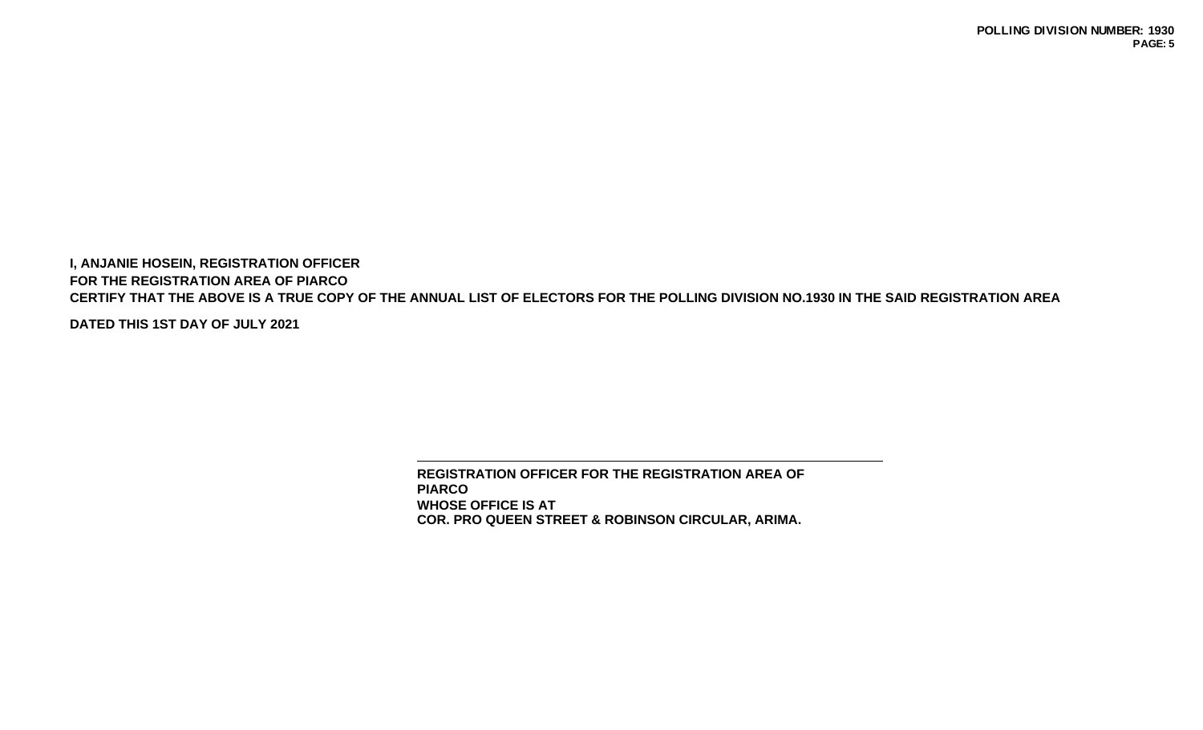**I, ANJANIE HOSEIN, REGISTRATION OFFICER**
**FOR THE REGISTRATION AREA OF PIARCO**
**CERTIFY THAT THE ABOVE IS A TRUE COPY OF THE ANNUAL LIST OF ELECTORS FOR THE POLLING DIVISION NO.1930 IN THE SAID REGISTRATION AREA**

**DATED THIS 1ST DAY OF JULY 2021**

---

**REGISTRATION OFFICER FOR THE REGISTRATION AREA OF PIARCO**
**WHOSE OFFICE IS AT**
**COR. PRO QUEEN STREET & ROBINSON CIRCULAR, ARIMA.**